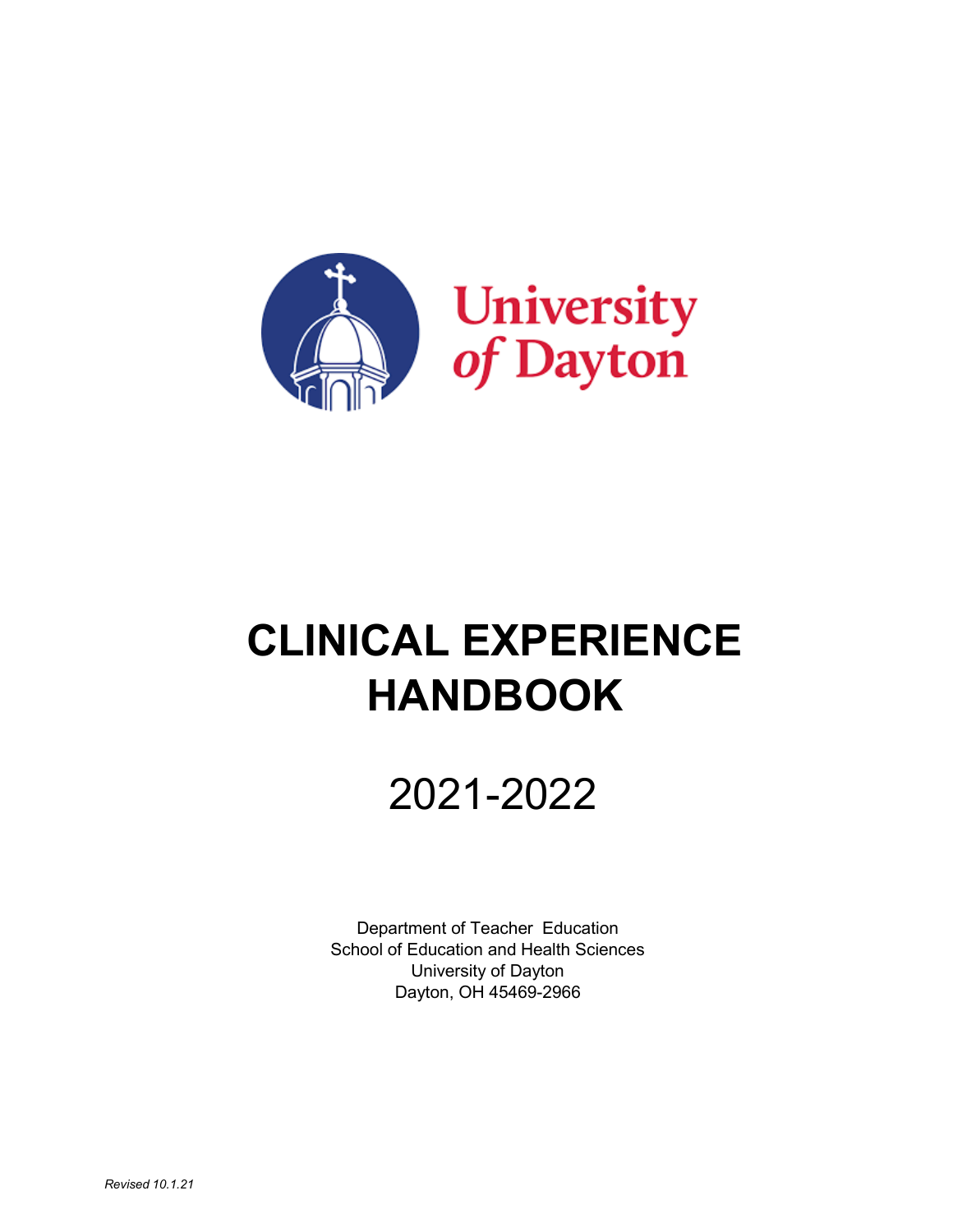University of Dayton

# CLINICAL EXPERIENCE HANDBOOK

## 2021-2022

Department of Teacher Education
School of Education and Health Sciences
University of Dayton
Dayton, OH 45469-2966

*Revised 10.1.21*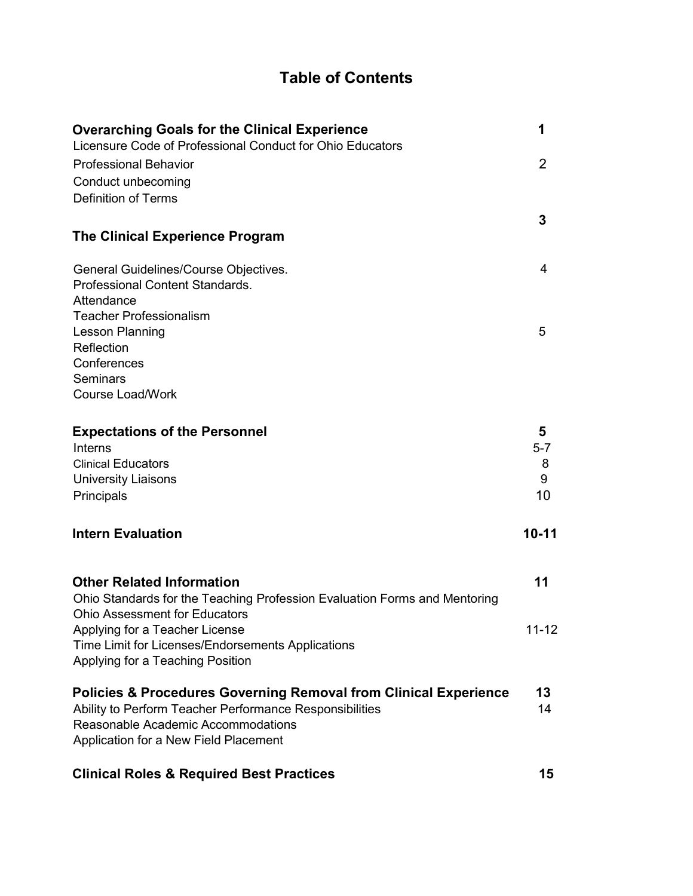# Table of Contents

| | |
|---|---|
| **Overarching Goals for the Clinical Experience** | **1** |
| Licensure Code of Professional Conduct for Ohio Educators | |
| Professional Behavior | 2 |
| Conduct unbecoming | |
| Definition of Terms | |
| | **3** |
| **The Clinical Experience Program** | |
| General Guidelines/Course Objectives. | 4 |
| Professional Content Standards. | |
| Attendance | |
| Teacher Professionalism | |
| Lesson Planning | 5 |
| Reflection | |
| Conferences | |
| Seminars | |
| Course Load/Work | |
| **Expectations of the Personnel** | **5** |
| Interns | 5-7 |
| Clinical Educators | 8 |
| University Liaisons | 9 |
| Principals | 10 |
| **Intern Evaluation** | **10-11** |
| **Other Related Information** | **11** |
| Ohio Standards for the Teaching Profession Evaluation Forms and Mentoring | |
| Ohio Assessment for Educators | |
| Applying for a Teacher License | 11-12 |
| Time Limit for Licenses/Endorsements Applications | |
| Applying for a Teaching Position | |
| **Policies & Procedures Governing Removal from Clinical Experience** | **13** |
| Ability to Perform Teacher Performance Responsibilities | 14 |
| Reasonable Academic Accommodations | |
| Application for a New Field Placement | |
| **Clinical Roles & Required Best Practices** | **15** |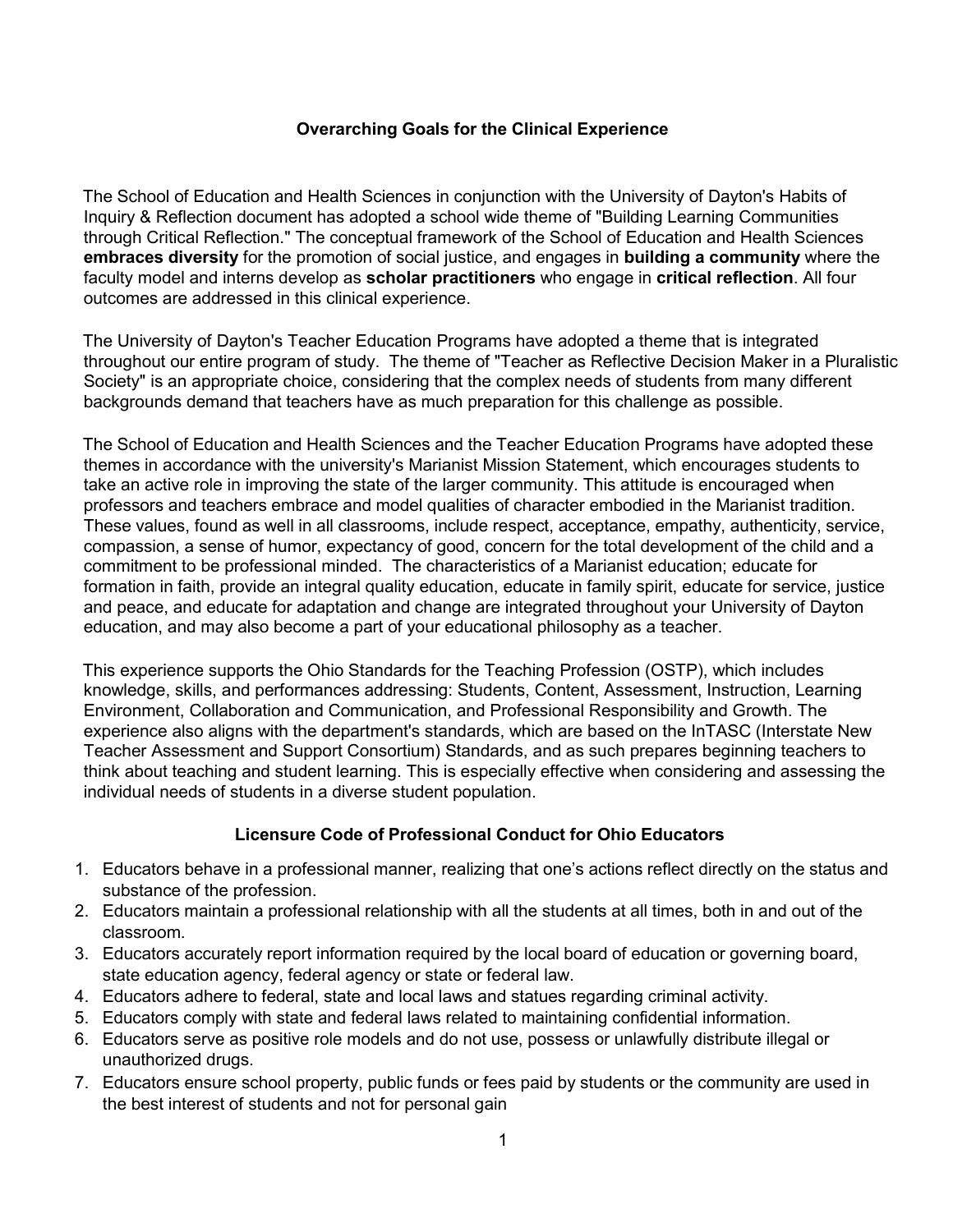## Overarching Goals for the Clinical Experience

The School of Education and Health Sciences in conjunction with the University of Dayton's Habits of Inquiry & Reflection document has adopted a school wide theme of "Building Learning Communities through Critical Reflection." The conceptual framework of the School of Education and Health Sciences **embraces diversity** for the promotion of social justice, and engages in **building a community** where the faculty model and interns develop as **scholar practitioners** who engage in **critical reflection**. All four outcomes are addressed in this clinical experience.

The University of Dayton's Teacher Education Programs have adopted a theme that is integrated throughout our entire program of study. The theme of "Teacher as Reflective Decision Maker in a Pluralistic Society" is an appropriate choice, considering that the complex needs of students from many different backgrounds demand that teachers have as much preparation for this challenge as possible.

The School of Education and Health Sciences and the Teacher Education Programs have adopted these themes in accordance with the university's Marianist Mission Statement, which encourages students to take an active role in improving the state of the larger community. This attitude is encouraged when professors and teachers embrace and model qualities of character embodied in the Marianist tradition. These values, found as well in all classrooms, include respect, acceptance, empathy, authenticity, service, compassion, a sense of humor, expectancy of good, concern for the total development of the child and a commitment to be professional minded. The characteristics of a Marianist education; educate for formation in faith, provide an integral quality education, educate in family spirit, educate for service, justice and peace, and educate for adaptation and change are integrated throughout your University of Dayton education, and may also become a part of your educational philosophy as a teacher.

This experience supports the Ohio Standards for the Teaching Profession (OSTP), which includes knowledge, skills, and performances addressing: Students, Content, Assessment, Instruction, Learning Environment, Collaboration and Communication, and Professional Responsibility and Growth. The experience also aligns with the department's standards, which are based on the InTASC (Interstate New Teacher Assessment and Support Consortium) Standards, and as such prepares beginning teachers to think about teaching and student learning. This is especially effective when considering and assessing the individual needs of students in a diverse student population.

## Licensure Code of Professional Conduct for Ohio Educators

1. Educators behave in a professional manner, realizing that one's actions reflect directly on the status and substance of the profession.
2. Educators maintain a professional relationship with all the students at all times, both in and out of the classroom.
3. Educators accurately report information required by the local board of education or governing board, state education agency, federal agency or state or federal law.
4. Educators adhere to federal, state and local laws and statues regarding criminal activity.
5. Educators comply with state and federal laws related to maintaining confidential information.
6. Educators serve as positive role models and do not use, possess or unlawfully distribute illegal or unauthorized drugs.
7. Educators ensure school property, public funds or fees paid by students or the community are used in the best interest of students and not for personal gain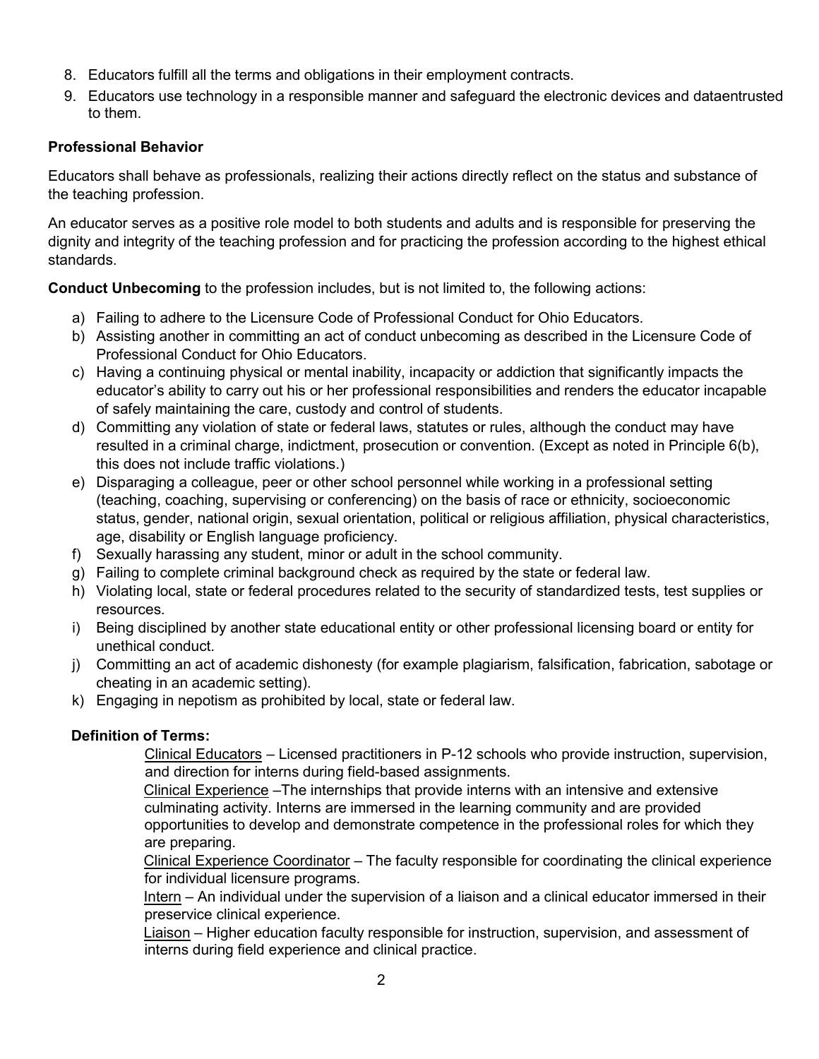8. Educators fulfill all the terms and obligations in their employment contracts.
9. Educators use technology in a responsible manner and safeguard the electronic devices and dataentrusted to them.

**Professional Behavior**

Educators shall behave as professionals, realizing their actions directly reflect on the status and substance of the teaching profession.

An educator serves as a positive role model to both students and adults and is responsible for preserving the dignity and integrity of the teaching profession and for practicing the profession according to the highest ethical standards.

**Conduct Unbecoming** to the profession includes, but is not limited to, the following actions:

a) Failing to adhere to the Licensure Code of Professional Conduct for Ohio Educators.
b) Assisting another in committing an act of conduct unbecoming as described in the Licensure Code of Professional Conduct for Ohio Educators.
c) Having a continuing physical or mental inability, incapacity or addiction that significantly impacts the educator's ability to carry out his or her professional responsibilities and renders the educator incapable of safely maintaining the care, custody and control of students.
d) Committing any violation of state or federal laws, statutes or rules, although the conduct may have resulted in a criminal charge, indictment, prosecution or convention. (Except as noted in Principle 6(b), this does not include traffic violations.)
e) Disparaging a colleague, peer or other school personnel while working in a professional setting (teaching, coaching, supervising or conferencing) on the basis of race or ethnicity, socioeconomic status, gender, national origin, sexual orientation, political or religious affiliation, physical characteristics, age, disability or English language proficiency.
f) Sexually harassing any student, minor or adult in the school community.
g) Failing to complete criminal background check as required by the state or federal law.
h) Violating local, state or federal procedures related to the security of standardized tests, test supplies or resources.
i) Being disciplined by another state educational entity or other professional licensing board or entity for unethical conduct.
j) Committing an act of academic dishonesty (for example plagiarism, falsification, fabrication, sabotage or cheating in an academic setting).
k) Engaging in nepotism as prohibited by local, state or federal law.

**Definition of Terms:**

Clinical Educators – Licensed practitioners in P-12 schools who provide instruction, supervision, and direction for interns during field-based assignments.

Clinical Experience –The internships that provide interns with an intensive and extensive culminating activity. Interns are immersed in the learning community and are provided opportunities to develop and demonstrate competence in the professional roles for which they are preparing.

Clinical Experience Coordinator – The faculty responsible for coordinating the clinical experience for individual licensure programs.

Intern – An individual under the supervision of a liaison and a clinical educator immersed in their preservice clinical experience.

Liaison – Higher education faculty responsible for instruction, supervision, and assessment of interns during field experience and clinical practice.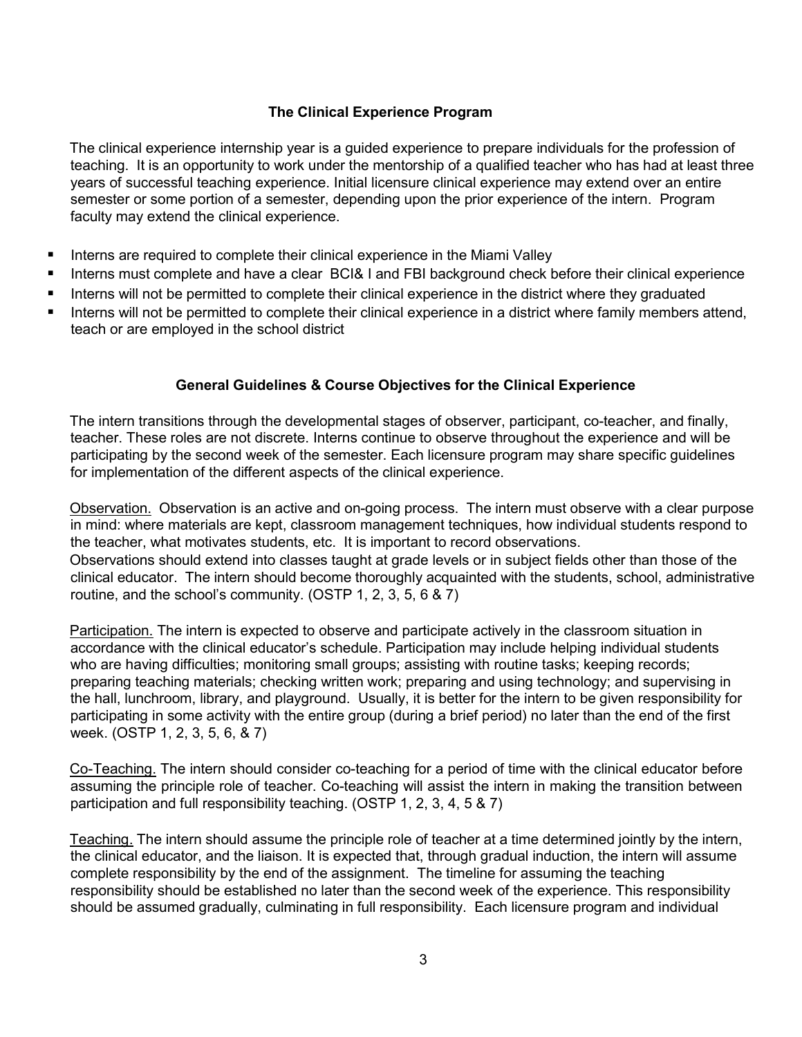## The Clinical Experience Program

The clinical experience internship year is a guided experience to prepare individuals for the profession of teaching. It is an opportunity to work under the mentorship of a qualified teacher who has had at least three years of successful teaching experience. Initial licensure clinical experience may extend over an entire semester or some portion of a semester, depending upon the prior experience of the intern. Program faculty may extend the clinical experience.

- Interns are required to complete their clinical experience in the Miami Valley
- Interns must complete and have a clear BCI& I and FBI background check before their clinical experience
- Interns will not be permitted to complete their clinical experience in the district where they graduated
- Interns will not be permitted to complete their clinical experience in a district where family members attend, teach or are employed in the school district

## General Guidelines & Course Objectives for the Clinical Experience

The intern transitions through the developmental stages of observer, participant, co-teacher, and finally, teacher. These roles are not discrete. Interns continue to observe throughout the experience and will be participating by the second week of the semester. Each licensure program may share specific guidelines for implementation of the different aspects of the clinical experience.

Observation. Observation is an active and on-going process. The intern must observe with a clear purpose in mind: where materials are kept, classroom management techniques, how individual students respond to the teacher, what motivates students, etc. It is important to record observations.
Observations should extend into classes taught at grade levels or in subject fields other than those of the clinical educator. The intern should become thoroughly acquainted with the students, school, administrative routine, and the school's community. (OSTP 1, 2, 3, 5, 6 & 7)

Participation. The intern is expected to observe and participate actively in the classroom situation in accordance with the clinical educator's schedule. Participation may include helping individual students who are having difficulties; monitoring small groups; assisting with routine tasks; keeping records; preparing teaching materials; checking written work; preparing and using technology; and supervising in the hall, lunchroom, library, and playground. Usually, it is better for the intern to be given responsibility for participating in some activity with the entire group (during a brief period) no later than the end of the first week. (OSTP 1, 2, 3, 5, 6, & 7)

Co-Teaching. The intern should consider co-teaching for a period of time with the clinical educator before assuming the principle role of teacher. Co-teaching will assist the intern in making the transition between participation and full responsibility teaching. (OSTP 1, 2, 3, 4, 5 & 7)

Teaching. The intern should assume the principle role of teacher at a time determined jointly by the intern, the clinical educator, and the liaison. It is expected that, through gradual induction, the intern will assume complete responsibility by the end of the assignment. The timeline for assuming the teaching responsibility should be established no later than the second week of the experience. This responsibility should be assumed gradually, culminating in full responsibility. Each licensure program and individual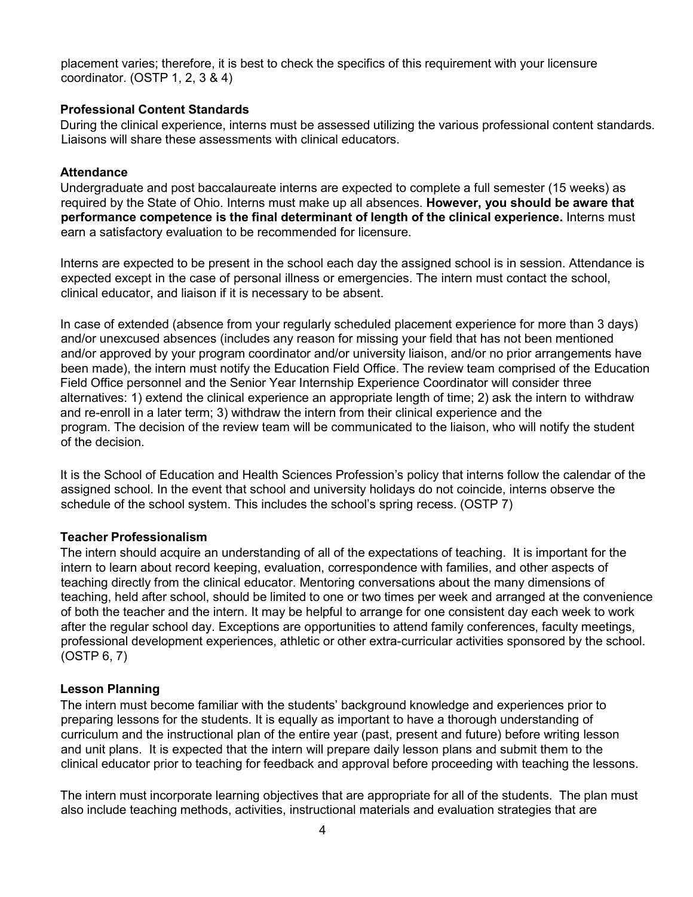placement varies; therefore, it is best to check the specifics of this requirement with your licensure coordinator. (OSTP 1, 2, 3 & 4)

### Professional Content Standards

During the clinical experience, interns must be assessed utilizing the various professional content standards. Liaisons will share these assessments with clinical educators.

### Attendance

Undergraduate and post baccalaureate interns are expected to complete a full semester (15 weeks) as required by the State of Ohio. Interns must make up all absences. **However, you should be aware that performance competence is the final determinant of length of the clinical experience.** Interns must earn a satisfactory evaluation to be recommended for licensure.

Interns are expected to be present in the school each day the assigned school is in session. Attendance is expected except in the case of personal illness or emergencies. The intern must contact the school, clinical educator, and liaison if it is necessary to be absent.

In case of extended (absence from your regularly scheduled placement experience for more than 3 days) and/or unexcused absences (includes any reason for missing your field that has not been mentioned and/or approved by your program coordinator and/or university liaison, and/or no prior arrangements have been made), the intern must notify the Education Field Office. The review team comprised of the Education Field Office personnel and the Senior Year Internship Experience Coordinator will consider three alternatives: 1) extend the clinical experience an appropriate length of time; 2) ask the intern to withdraw and re-enroll in a later term; 3) withdraw the intern from their clinical experience and the program. The decision of the review team will be communicated to the liaison, who will notify the student of the decision.

It is the School of Education and Health Sciences Profession's policy that interns follow the calendar of the assigned school. In the event that school and university holidays do not coincide, interns observe the schedule of the school system. This includes the school's spring recess. (OSTP 7)

### Teacher Professionalism

The intern should acquire an understanding of all of the expectations of teaching. It is important for the intern to learn about record keeping, evaluation, correspondence with families, and other aspects of teaching directly from the clinical educator. Mentoring conversations about the many dimensions of teaching, held after school, should be limited to one or two times per week and arranged at the convenience of both the teacher and the intern. It may be helpful to arrange for one consistent day each week to work after the regular school day. Exceptions are opportunities to attend family conferences, faculty meetings, professional development experiences, athletic or other extra-curricular activities sponsored by the school. (OSTP 6, 7)

### Lesson Planning

The intern must become familiar with the students' background knowledge and experiences prior to preparing lessons for the students. It is equally as important to have a thorough understanding of curriculum and the instructional plan of the entire year (past, present and future) before writing lesson and unit plans. It is expected that the intern will prepare daily lesson plans and submit them to the clinical educator prior to teaching for feedback and approval before proceeding with teaching the lessons.

The intern must incorporate learning objectives that are appropriate for all of the students. The plan must also include teaching methods, activities, instructional materials and evaluation strategies that are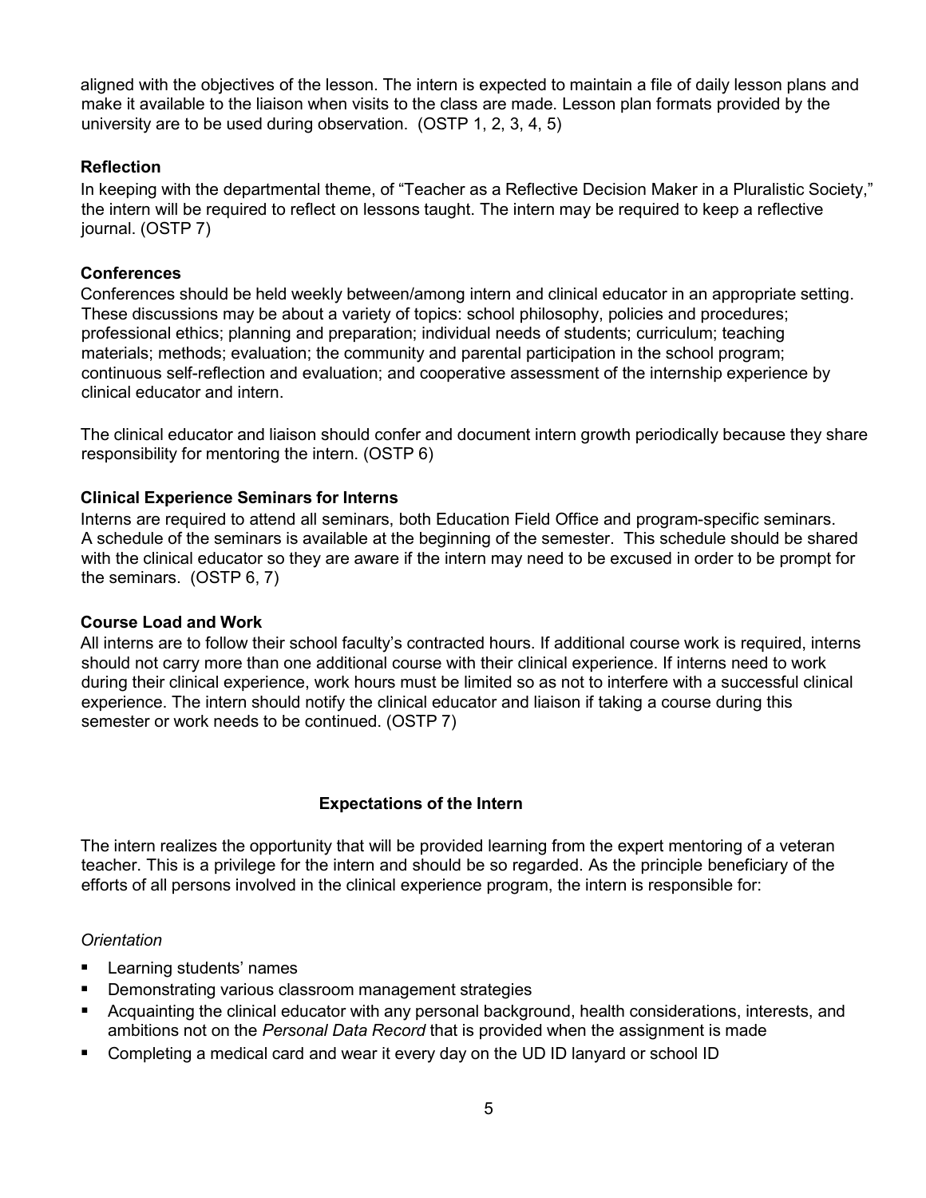aligned with the objectives of the lesson. The intern is expected to maintain a file of daily lesson plans and make it available to the liaison when visits to the class are made. Lesson plan formats provided by the university are to be used during observation. (OSTP 1, 2, 3, 4, 5)

**Reflection**

In keeping with the departmental theme, of "Teacher as a Reflective Decision Maker in a Pluralistic Society," the intern will be required to reflect on lessons taught. The intern may be required to keep a reflective journal. (OSTP 7)

**Conferences**

Conferences should be held weekly between/among intern and clinical educator in an appropriate setting. These discussions may be about a variety of topics: school philosophy, policies and procedures; professional ethics; planning and preparation; individual needs of students; curriculum; teaching materials; methods; evaluation; the community and parental participation in the school program; continuous self-reflection and evaluation; and cooperative assessment of the internship experience by clinical educator and intern.

The clinical educator and liaison should confer and document intern growth periodically because they share responsibility for mentoring the intern. (OSTP 6)

**Clinical Experience Seminars for Interns**

Interns are required to attend all seminars, both Education Field Office and program-specific seminars. A schedule of the seminars is available at the beginning of the semester. This schedule should be shared with the clinical educator so they are aware if the intern may need to be excused in order to be prompt for the seminars. (OSTP 6, 7)

**Course Load and Work**

All interns are to follow their school faculty's contracted hours. If additional course work is required, interns should not carry more than one additional course with their clinical experience. If interns need to work during their clinical experience, work hours must be limited so as not to interfere with a successful clinical experience. The intern should notify the clinical educator and liaison if taking a course during this semester or work needs to be continued. (OSTP 7)

## Expectations of the Intern

The intern realizes the opportunity that will be provided learning from the expert mentoring of a veteran teacher. This is a privilege for the intern and should be so regarded. As the principle beneficiary of the efforts of all persons involved in the clinical experience program, the intern is responsible for:

*Orientation*

- Learning students' names
- Demonstrating various classroom management strategies
- Acquainting the clinical educator with any personal background, health considerations, interests, and ambitions not on the *Personal Data Record* that is provided when the assignment is made
- Completing a medical card and wear it every day on the UD ID lanyard or school ID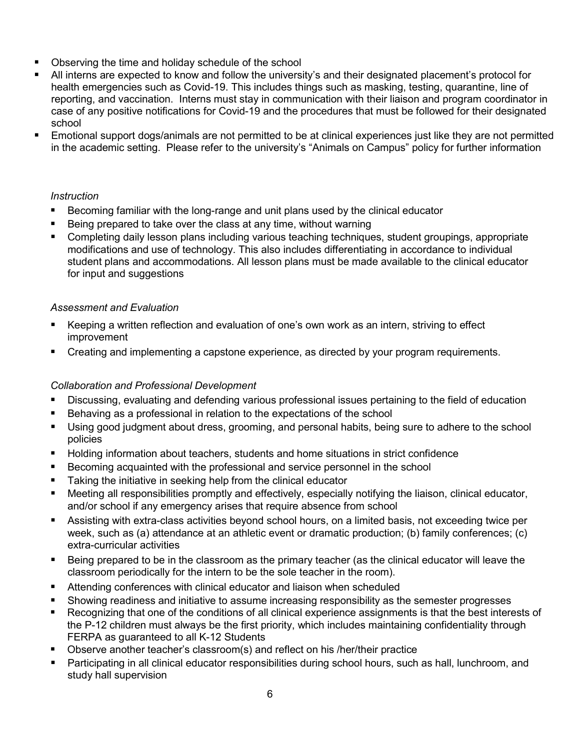- Observing the time and holiday schedule of the school
- All interns are expected to know and follow the university's and their designated placement's protocol for health emergencies such as Covid-19. This includes things such as masking, testing, quarantine, line of reporting, and vaccination. Interns must stay in communication with their liaison and program coordinator in case of any positive notifications for Covid-19 and the procedures that must be followed for their designated school
- Emotional support dogs/animals are not permitted to be at clinical experiences just like they are not permitted in the academic setting. Please refer to the university's "Animals on Campus" policy for further information

*Instruction*

- Becoming familiar with the long-range and unit plans used by the clinical educator
- Being prepared to take over the class at any time, without warning
- Completing daily lesson plans including various teaching techniques, student groupings, appropriate modifications and use of technology. This also includes differentiating in accordance to individual student plans and accommodations. All lesson plans must be made available to the clinical educator for input and suggestions

*Assessment and Evaluation*

- Keeping a written reflection and evaluation of one's own work as an intern, striving to effect improvement
- Creating and implementing a capstone experience, as directed by your program requirements.

*Collaboration and Professional Development*

- Discussing, evaluating and defending various professional issues pertaining to the field of education
- Behaving as a professional in relation to the expectations of the school
- Using good judgment about dress, grooming, and personal habits, being sure to adhere to the school policies
- Holding information about teachers, students and home situations in strict confidence
- Becoming acquainted with the professional and service personnel in the school
- Taking the initiative in seeking help from the clinical educator
- Meeting all responsibilities promptly and effectively, especially notifying the liaison, clinical educator, and/or school if any emergency arises that require absence from school
- Assisting with extra-class activities beyond school hours, on a limited basis, not exceeding twice per week, such as (a) attendance at an athletic event or dramatic production; (b) family conferences; (c) extra-curricular activities
- Being prepared to be in the classroom as the primary teacher (as the clinical educator will leave the classroom periodically for the intern to be the sole teacher in the room).
- Attending conferences with clinical educator and liaison when scheduled
- Showing readiness and initiative to assume increasing responsibility as the semester progresses
- Recognizing that one of the conditions of all clinical experience assignments is that the best interests of the P-12 children must always be the first priority, which includes maintaining confidentiality through FERPA as guaranteed to all K-12 Students
- Observe another teacher's classroom(s) and reflect on his /her/their practice
- Participating in all clinical educator responsibilities during school hours, such as hall, lunchroom, and study hall supervision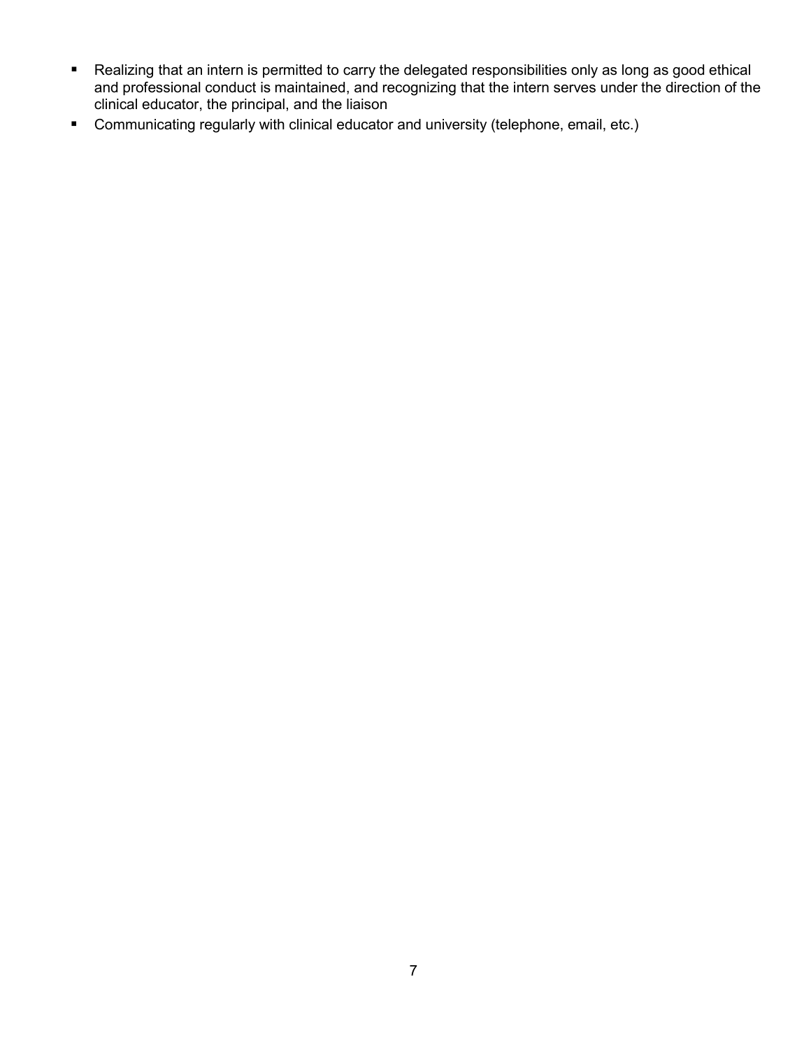- Realizing that an intern is permitted to carry the delegated responsibilities only as long as good ethical and professional conduct is maintained, and recognizing that the intern serves under the direction of the clinical educator, the principal, and the liaison
- Communicating regularly with clinical educator and university (telephone, email, etc.)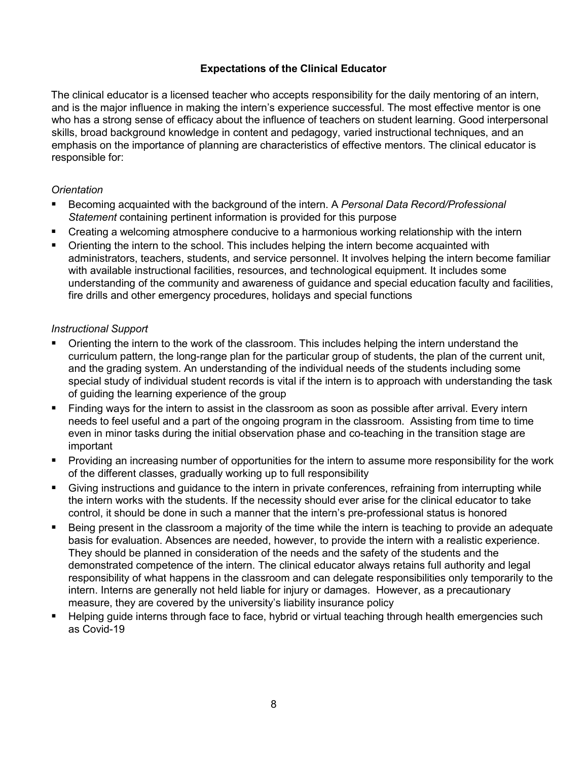## Expectations of the Clinical Educator

The clinical educator is a licensed teacher who accepts responsibility for the daily mentoring of an intern, and is the major influence in making the intern's experience successful. The most effective mentor is one who has a strong sense of efficacy about the influence of teachers on student learning. Good interpersonal skills, broad background knowledge in content and pedagogy, varied instructional techniques, and an emphasis on the importance of planning are characteristics of effective mentors. The clinical educator is responsible for:

*Orientation*

- Becoming acquainted with the background of the intern. A *Personal Data Record/Professional Statement* containing pertinent information is provided for this purpose
- Creating a welcoming atmosphere conducive to a harmonious working relationship with the intern
- Orienting the intern to the school. This includes helping the intern become acquainted with administrators, teachers, students, and service personnel. It involves helping the intern become familiar with available instructional facilities, resources, and technological equipment. It includes some understanding of the community and awareness of guidance and special education faculty and facilities, fire drills and other emergency procedures, holidays and special functions

*Instructional Support*

- Orienting the intern to the work of the classroom. This includes helping the intern understand the curriculum pattern, the long-range plan for the particular group of students, the plan of the current unit, and the grading system. An understanding of the individual needs of the students including some special study of individual student records is vital if the intern is to approach with understanding the task of guiding the learning experience of the group
- Finding ways for the intern to assist in the classroom as soon as possible after arrival. Every intern needs to feel useful and a part of the ongoing program in the classroom. Assisting from time to time even in minor tasks during the initial observation phase and co-teaching in the transition stage are important
- Providing an increasing number of opportunities for the intern to assume more responsibility for the work of the different classes, gradually working up to full responsibility
- Giving instructions and guidance to the intern in private conferences, refraining from interrupting while the intern works with the students. If the necessity should ever arise for the clinical educator to take control, it should be done in such a manner that the intern's pre-professional status is honored
- Being present in the classroom a majority of the time while the intern is teaching to provide an adequate basis for evaluation. Absences are needed, however, to provide the intern with a realistic experience. They should be planned in consideration of the needs and the safety of the students and the demonstrated competence of the intern. The clinical educator always retains full authority and legal responsibility of what happens in the classroom and can delegate responsibilities only temporarily to the intern. Interns are generally not held liable for injury or damages. However, as a precautionary measure, they are covered by the university's liability insurance policy
- Helping guide interns through face to face, hybrid or virtual teaching through health emergencies such as Covid-19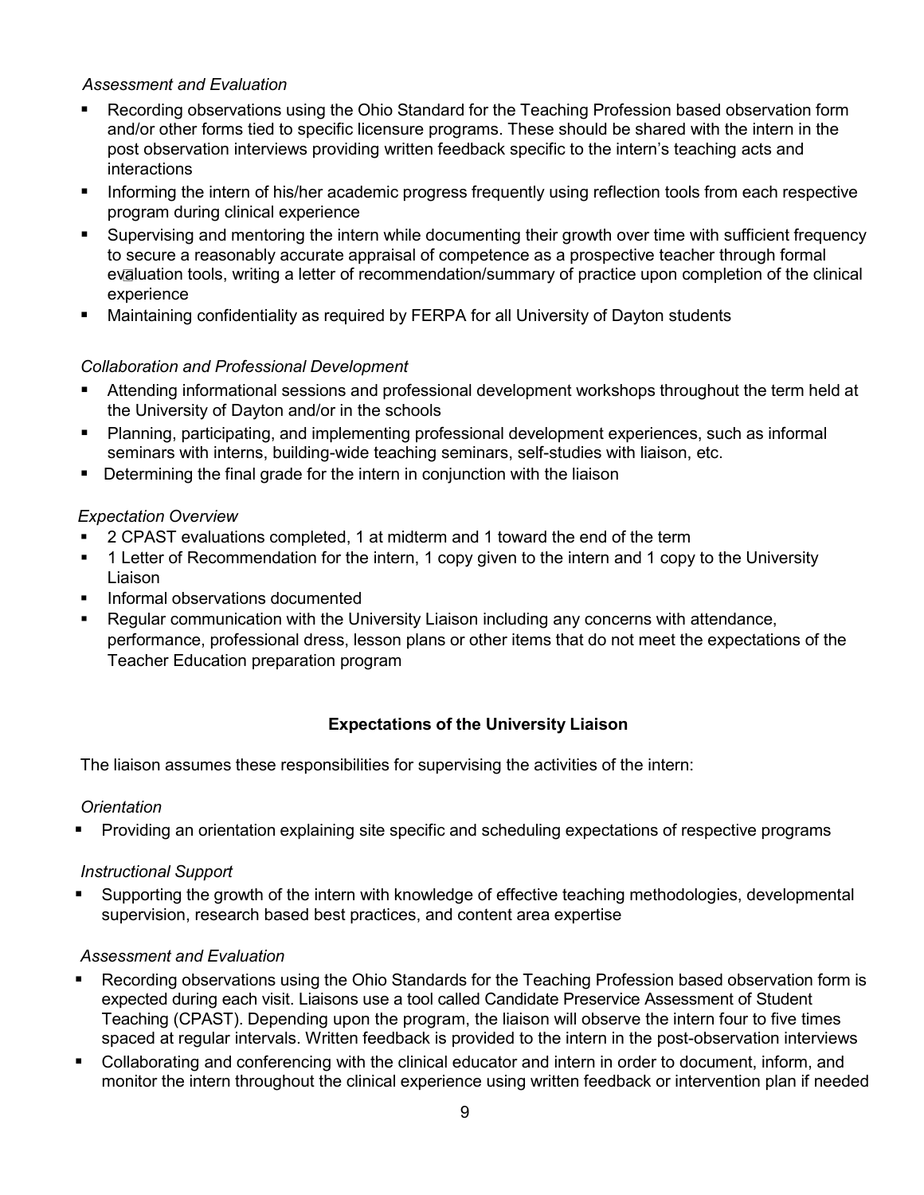*Assessment and Evaluation*

- Recording observations using the Ohio Standard for the Teaching Profession based observation form and/or other forms tied to specific licensure programs. These should be shared with the intern in the post observation interviews providing written feedback specific to the intern's teaching acts and interactions
- Informing the intern of his/her academic progress frequently using reflection tools from each respective program during clinical experience
- Supervising and mentoring the intern while documenting their growth over time with sufficient frequency to secure a reasonably accurate appraisal of competence as a prospective teacher through formal evaluation tools, writing a letter of recommendation/summary of practice upon completion of the clinical experience
- Maintaining confidentiality as required by FERPA for all University of Dayton students

*Collaboration and Professional Development*

- Attending informational sessions and professional development workshops throughout the term held at the University of Dayton and/or in the schools
- Planning, participating, and implementing professional development experiences, such as informal seminars with interns, building-wide teaching seminars, self-studies with liaison, etc.
- Determining the final grade for the intern in conjunction with the liaison

*Expectation Overview*

- 2 CPAST evaluations completed, 1 at midterm and 1 toward the end of the term
- 1 Letter of Recommendation for the intern, 1 copy given to the intern and 1 copy to the University Liaison
- Informal observations documented
- Regular communication with the University Liaison including any concerns with attendance, performance, professional dress, lesson plans or other items that do not meet the expectations of the Teacher Education preparation program

**Expectations of the University Liaison**

The liaison assumes these responsibilities for supervising the activities of the intern:

*Orientation*

- Providing an orientation explaining site specific and scheduling expectations of respective programs

*Instructional Support*

- Supporting the growth of the intern with knowledge of effective teaching methodologies, developmental supervision, research based best practices, and content area expertise

*Assessment and Evaluation*

- Recording observations using the Ohio Standards for the Teaching Profession based observation form is expected during each visit. Liaisons use a tool called Candidate Preservice Assessment of Student Teaching (CPAST). Depending upon the program, the liaison will observe the intern four to five times spaced at regular intervals. Written feedback is provided to the intern in the post-observation interviews
- Collaborating and conferencing with the clinical educator and intern in order to document, inform, and monitor the intern throughout the clinical experience using written feedback or intervention plan if needed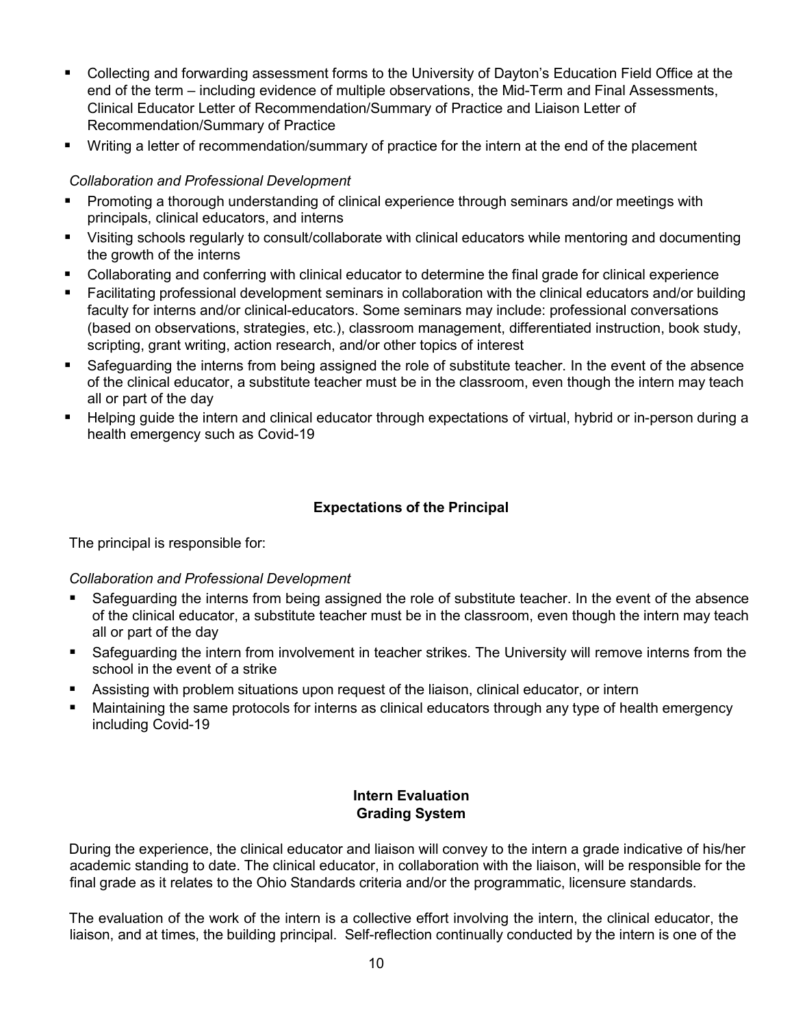- Collecting and forwarding assessment forms to the University of Dayton's Education Field Office at the end of the term – including evidence of multiple observations, the Mid-Term and Final Assessments, Clinical Educator Letter of Recommendation/Summary of Practice and Liaison Letter of Recommendation/Summary of Practice
- Writing a letter of recommendation/summary of practice for the intern at the end of the placement

*Collaboration and Professional Development*

- Promoting a thorough understanding of clinical experience through seminars and/or meetings with principals, clinical educators, and interns
- Visiting schools regularly to consult/collaborate with clinical educators while mentoring and documenting the growth of the interns
- Collaborating and conferring with clinical educator to determine the final grade for clinical experience
- Facilitating professional development seminars in collaboration with the clinical educators and/or building faculty for interns and/or clinical-educators. Some seminars may include: professional conversations (based on observations, strategies, etc.), classroom management, differentiated instruction, book study, scripting, grant writing, action research, and/or other topics of interest
- Safeguarding the interns from being assigned the role of substitute teacher. In the event of the absence of the clinical educator, a substitute teacher must be in the classroom, even though the intern may teach all or part of the day
- Helping guide the intern and clinical educator through expectations of virtual, hybrid or in-person during a health emergency such as Covid-19

## Expectations of the Principal

The principal is responsible for:

*Collaboration and Professional Development*

- Safeguarding the interns from being assigned the role of substitute teacher. In the event of the absence of the clinical educator, a substitute teacher must be in the classroom, even though the intern may teach all or part of the day
- Safeguarding the intern from involvement in teacher strikes. The University will remove interns from the school in the event of a strike
- Assisting with problem situations upon request of the liaison, clinical educator, or intern
- Maintaining the same protocols for interns as clinical educators through any type of health emergency including Covid-19

## Intern Evaluation
## Grading System

During the experience, the clinical educator and liaison will convey to the intern a grade indicative of his/her academic standing to date. The clinical educator, in collaboration with the liaison, will be responsible for the final grade as it relates to the Ohio Standards criteria and/or the programmatic, licensure standards.

The evaluation of the work of the intern is a collective effort involving the intern, the clinical educator, the liaison, and at times, the building principal. Self-reflection continually conducted by the intern is one of the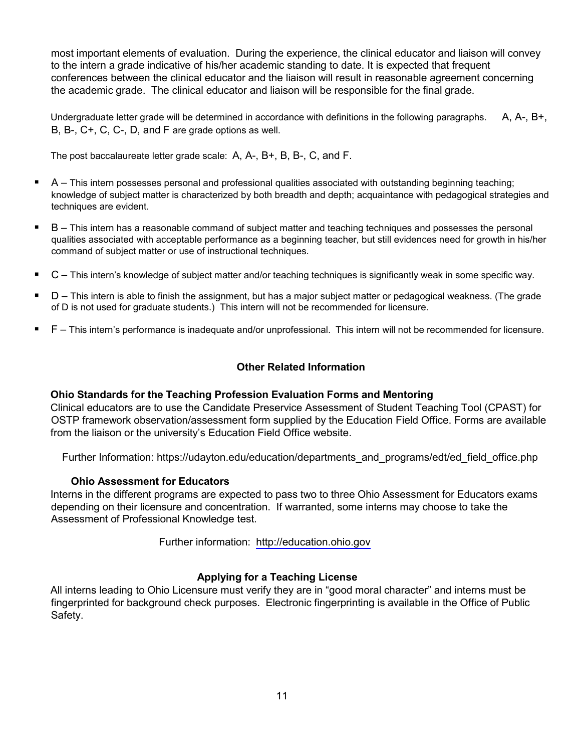most important elements of evaluation. During the experience, the clinical educator and liaison will convey to the intern a grade indicative of his/her academic standing to date. It is expected that frequent conferences between the clinical educator and the liaison will result in reasonable agreement concerning the academic grade. The clinical educator and liaison will be responsible for the final grade.

Undergraduate letter grade will be determined in accordance with definitions in the following paragraphs. A, A-, B+, B, B-, C+, C, C-, D, and F are grade options as well.

The post baccalaureate letter grade scale: A, A-, B+, B, B-, C, and F.

- A – This intern possesses personal and professional qualities associated with outstanding beginning teaching; knowledge of subject matter is characterized by both breadth and depth; acquaintance with pedagogical strategies and techniques are evident.
- B – This intern has a reasonable command of subject matter and teaching techniques and possesses the personal qualities associated with acceptable performance as a beginning teacher, but still evidences need for growth in his/her command of subject matter or use of instructional techniques.
- C – This intern's knowledge of subject matter and/or teaching techniques is significantly weak in some specific way.
- D – This intern is able to finish the assignment, but has a major subject matter or pedagogical weakness. (The grade of D is not used for graduate students.) This intern will not be recommended for licensure.
- F – This intern's performance is inadequate and/or unprofessional. This intern will not be recommended for licensure.

## Other Related Information

### Ohio Standards for the Teaching Profession Evaluation Forms and Mentoring

Clinical educators are to use the Candidate Preservice Assessment of Student Teaching Tool (CPAST) for OSTP framework observation/assessment form supplied by the Education Field Office. Forms are available from the liaison or the university's Education Field Office website.

Further Information: https://udayton.edu/education/departments_and_programs/edt/ed_field_office.php

### Ohio Assessment for Educators

Interns in the different programs are expected to pass two to three Ohio Assessment for Educators exams depending on their licensure and concentration. If warranted, some interns may choose to take the Assessment of Professional Knowledge test.

Further information: http://education.ohio.gov

### Applying for a Teaching License

All interns leading to Ohio Licensure must verify they are in "good moral character" and interns must be fingerprinted for background check purposes. Electronic fingerprinting is available in the Office of Public Safety.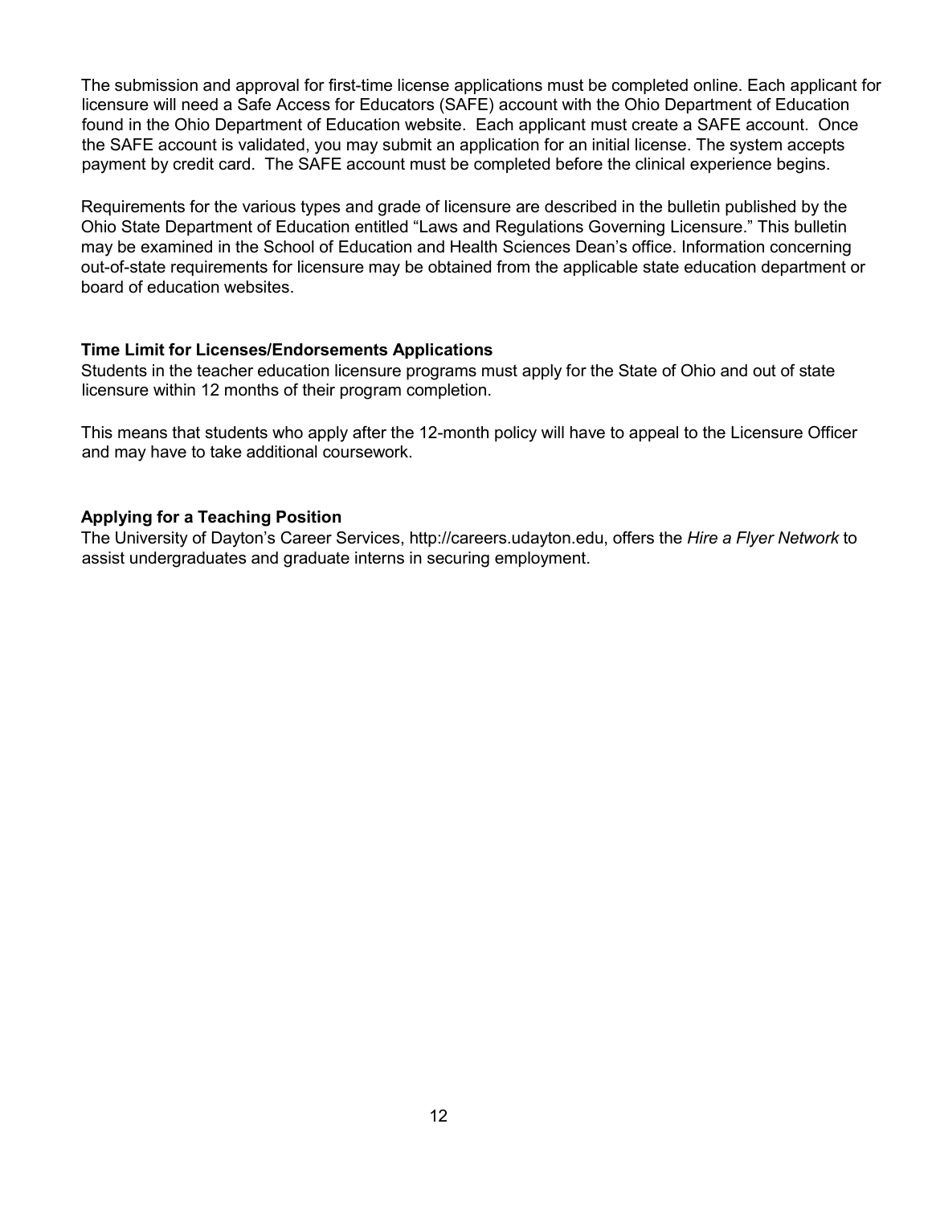The submission and approval for first-time license applications must be completed online. Each applicant for licensure will need a Safe Access for Educators (SAFE) account with the Ohio Department of Education found in the Ohio Department of Education website. Each applicant must create a SAFE account. Once the SAFE account is validated, you may submit an application for an initial license. The system accepts payment by credit card. The SAFE account must be completed before the clinical experience begins.

Requirements for the various types and grade of licensure are described in the bulletin published by the Ohio State Department of Education entitled "Laws and Regulations Governing Licensure." This bulletin may be examined in the School of Education and Health Sciences Dean's office. Information concerning out-of-state requirements for licensure may be obtained from the applicable state education department or board of education websites.

**Time Limit for Licenses/Endorsements Applications**

Students in the teacher education licensure programs must apply for the State of Ohio and out of state licensure within 12 months of their program completion.

This means that students who apply after the 12-month policy will have to appeal to the Licensure Officer and may have to take additional coursework.

**Applying for a Teaching Position**

The University of Dayton's Career Services, http://careers.udayton.edu, offers the *Hire a Flyer Network* to assist undergraduates and graduate interns in securing employment.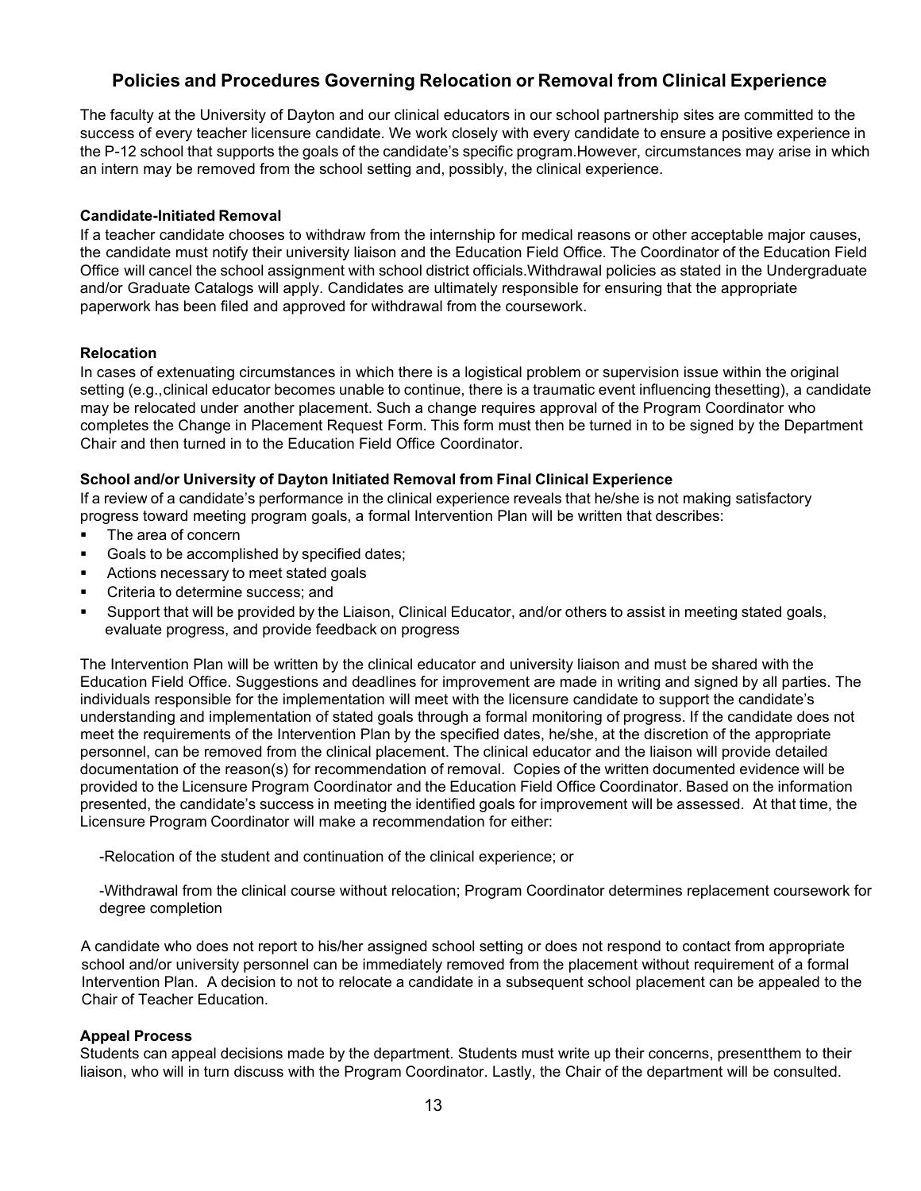## Policies and Procedures Governing Relocation or Removal from Clinical Experience

The faculty at the University of Dayton and our clinical educators in our school partnership sites are committed to the success of every teacher licensure candidate. We work closely with every candidate to ensure a positive experience in the P-12 school that supports the goals of the candidate's specific program.However, circumstances may arise in which an intern may be removed from the school setting and, possibly, the clinical experience.

**Candidate-Initiated Removal**

If a teacher candidate chooses to withdraw from the internship for medical reasons or other acceptable major causes, the candidate must notify their university liaison and the Education Field Office. The Coordinator of the Education Field Office will cancel the school assignment with school district officials.Withdrawal policies as stated in the Undergraduate and/or Graduate Catalogs will apply. Candidates are ultimately responsible for ensuring that the appropriate paperwork has been filed and approved for withdrawal from the coursework.

**Relocation**

In cases of extenuating circumstances in which there is a logistical problem or supervision issue within the original setting (e.g.,clinical educator becomes unable to continue, there is a traumatic event influencing thesetting), a candidate may be relocated under another placement. Such a change requires approval of the Program Coordinator who completes the Change in Placement Request Form. This form must then be turned in to be signed by the Department Chair and then turned in to the Education Field Office Coordinator.

**School and/or University of Dayton Initiated Removal from Final Clinical Experience**

If a review of a candidate's performance in the clinical experience reveals that he/she is not making satisfactory progress toward meeting program goals, a formal Intervention Plan will be written that describes:

- The area of concern
- Goals to be accomplished by specified dates;
- Actions necessary to meet stated goals
- Criteria to determine success; and
- Support that will be provided by the Liaison, Clinical Educator, and/or others to assist in meeting stated goals, evaluate progress, and provide feedback on progress

The Intervention Plan will be written by the clinical educator and university liaison and must be shared with the Education Field Office. Suggestions and deadlines for improvement are made in writing and signed by all parties. The individuals responsible for the implementation will meet with the licensure candidate to support the candidate's understanding and implementation of stated goals through a formal monitoring of progress. If the candidate does not meet the requirements of the Intervention Plan by the specified dates, he/she, at the discretion of the appropriate personnel, can be removed from the clinical placement. The clinical educator and the liaison will provide detailed documentation of the reason(s) for recommendation of removal. Copies of the written documented evidence will be provided to the Licensure Program Coordinator and the Education Field Office Coordinator. Based on the information presented, the candidate's success in meeting the identified goals for improvement will be assessed. At that time, the Licensure Program Coordinator will make a recommendation for either:

-Relocation of the student and continuation of the clinical experience; or

-Withdrawal from the clinical course without relocation; Program Coordinator determines replacement coursework for degree completion

A candidate who does not report to his/her assigned school setting or does not respond to contact from appropriate school and/or university personnel can be immediately removed from the placement without requirement of a formal Intervention Plan. A decision to not to relocate a candidate in a subsequent school placement can be appealed to the Chair of Teacher Education.

**Appeal Process**

Students can appeal decisions made by the department. Students must write up their concerns, presentthem to their liaison, who will in turn discuss with the Program Coordinator. Lastly, the Chair of the department will be consulted.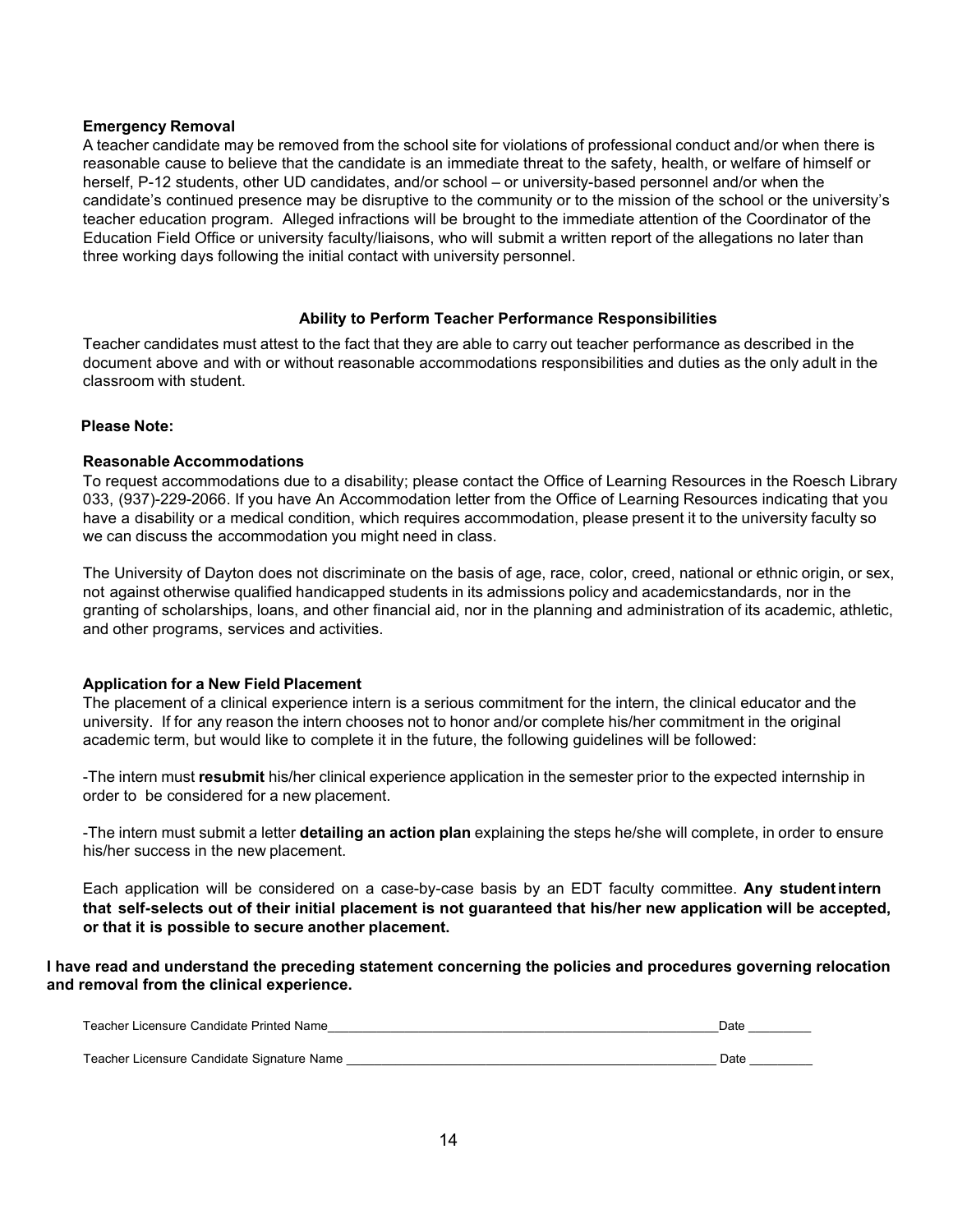**Emergency Removal**

A teacher candidate may be removed from the school site for violations of professional conduct and/or when there is reasonable cause to believe that the candidate is an immediate threat to the safety, health, or welfare of himself or herself, P-12 students, other UD candidates, and/or school – or university-based personnel and/or when the candidate's continued presence may be disruptive to the community or to the mission of the school or the university's teacher education program. Alleged infractions will be brought to the immediate attention of the Coordinator of the Education Field Office or university faculty/liaisons, who will submit a written report of the allegations no later than three working days following the initial contact with university personnel.

**Ability to Perform Teacher Performance Responsibilities**

Teacher candidates must attest to the fact that they are able to carry out teacher performance as described in the document above and with or without reasonable accommodations responsibilities and duties as the only adult in the classroom with student.

**Please Note:**

**Reasonable Accommodations**

To request accommodations due to a disability; please contact the Office of Learning Resources in the Roesch Library 033, (937)-229-2066. If you have An Accommodation letter from the Office of Learning Resources indicating that you have a disability or a medical condition, which requires accommodation, please present it to the university faculty so we can discuss the accommodation you might need in class.

The University of Dayton does not discriminate on the basis of age, race, color, creed, national or ethnic origin, or sex, not against otherwise qualified handicapped students in its admissions policy and academicstandards, nor in the granting of scholarships, loans, and other financial aid, nor in the planning and administration of its academic, athletic, and other programs, services and activities.

**Application for a New Field Placement**

The placement of a clinical experience intern is a serious commitment for the intern, the clinical educator and the university. If for any reason the intern chooses not to honor and/or complete his/her commitment in the original academic term, but would like to complete it in the future, the following guidelines will be followed:

-The intern must **resubmit** his/her clinical experience application in the semester prior to the expected internship in order to be considered for a new placement.

-The intern must submit a letter **detailing an action plan** explaining the steps he/she will complete, in order to ensure his/her success in the new placement.

Each application will be considered on a case-by-case basis by an EDT faculty committee. **Any student intern that self-selects out of their initial placement is not guaranteed that his/her new application will be accepted, or that it is possible to secure another placement.**

**I have read and understand the preceding statement concerning the policies and procedures governing relocation and removal from the clinical experience.**

Teacher Licensure Candidate Printed Name________________________________________________________Date _________

Teacher Licensure Candidate Signature Name ____________________________________________________ Date _________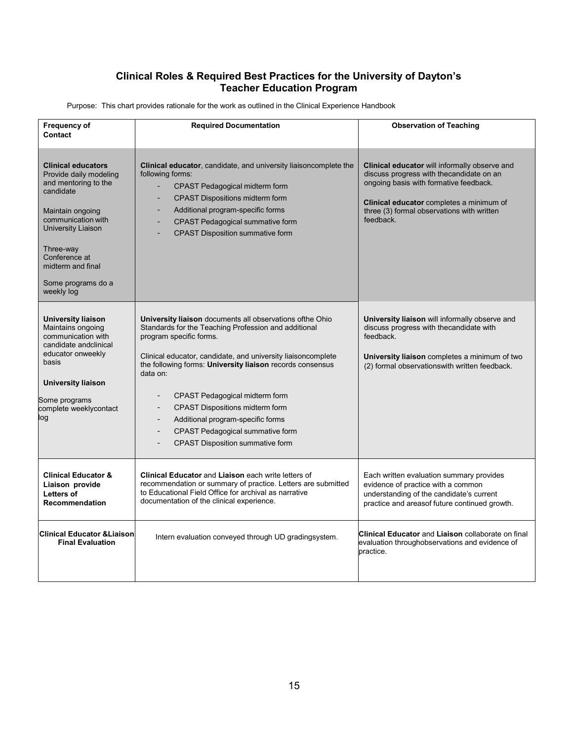## Clinical Roles & Required Best Practices for the University of Dayton's Teacher Education Program

Purpose: This chart provides rationale for the work as outlined in the Clinical Experience Handbook

| Frequency of Contact | Required Documentation | Observation of Teaching |
|---|---|---|
| **Clinical educators** Provide daily modeling and mentoring to the candidate<br><br>Maintain ongoing communication with University Liaison<br><br>Three-way Conference at midterm and final<br><br>Some programs do a weekly log | **Clinical educator**, candidate, and university liaisoncomplete the following forms:<br>- CPAST Pedagogical midterm form<br>- CPAST Dispositions midterm form<br>- Additional program-specific forms<br>- CPAST Pedagogical summative form<br>- CPAST Disposition summative form | **Clinical educator** will informally observe and discuss progress with thecandidate on an ongoing basis with formative feedback.<br><br>**Clinical educator** completes a minimum of three (3) formal observations with written feedback. |
| **University liaison** Maintains ongoing communication with candidate andclinical educator onweekly basis<br><br>**University liaison**<br><br>Some programs complete weeklycontact log | **University liaison** documents all observations ofthe Ohio Standards for the Teaching Profession and additional program specific forms.<br><br>Clinical educator, candidate, and university liaisoncomplete the following forms: **University liaison** records consensus data on:<br>- CPAST Pedagogical midterm form<br>- CPAST Dispositions midterm form<br>- Additional program-specific forms<br>- CPAST Pedagogical summative form<br>- CPAST Disposition summative form | **University liaison** will informally observe and discuss progress with thecandidate with feedback.<br><br>**University liaison** completes a minimum of two (2) formal observationswith written feedback. |
| **Clinical Educator & Liaison provide Letters of Recommendation** | **Clinical Educator** and **Liaison** each write letters of recommendation or summary of practice. Letters are submitted to Educational Field Office for archival as narrative documentation of the clinical experience. | Each written evaluation summary provides evidence of practice with a common understanding of the candidate's current practice and areasof future continued growth. |
| **Clinical Educator &Liaison Final Evaluation** | Intern evaluation conveyed through UD gradingsystem. | **Clinical Educator** and **Liaison** collaborate on final evaluation throughobservations and evidence of practice. |